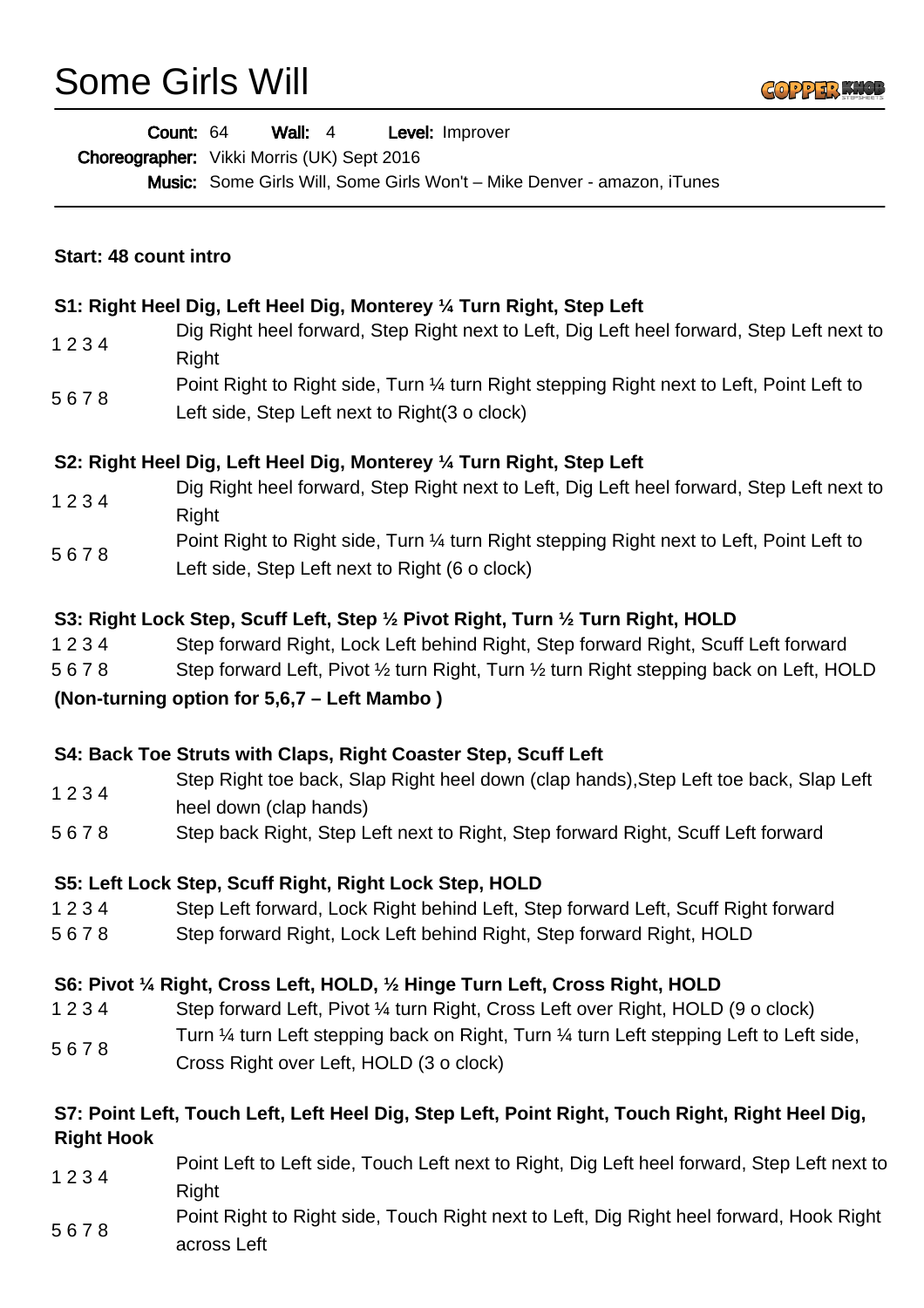# Some Girls Will

**Count:** 64 **Wall:** 4 **Level:** Improver
**Choreographer:** Vikki Morris (UK) Sept 2016
**Music:** Some Girls Will, Some Girls Won't – Mike Denver - amazon, iTunes

**Start: 48 count intro**

**S1: Right Heel Dig, Left Heel Dig, Monterey ¼ Turn Right, Step Left**

| | |
|---|---|
| 1 2 3 4 | Dig Right heel forward, Step Right next to Left, Dig Left heel forward, Step Left next to Right |
| 5 6 7 8 | Point Right to Right side, Turn ¼ turn Right stepping Right next to Left, Point Left to Left side, Step Left next to Right(3 o clock) |

**S2: Right Heel Dig, Left Heel Dig, Monterey ¼ Turn Right, Step Left**

| | |
|---|---|
| 1 2 3 4 | Dig Right heel forward, Step Right next to Left, Dig Left heel forward, Step Left next to Right |
| 5 6 7 8 | Point Right to Right side, Turn ¼ turn Right stepping Right next to Left, Point Left to Left side, Step Left next to Right (6 o clock) |

**S3: Right Lock Step, Scuff Left, Step ½ Pivot Right, Turn ½ Turn Right, HOLD**

| | |
|---|---|
| 1 2 3 4 | Step forward Right, Lock Left behind Right, Step forward Right, Scuff Left forward |
| 5 6 7 8 | Step forward Left, Pivot ½ turn Right, Turn ½ turn Right stepping back on Left, HOLD |

**(Non-turning option for 5,6,7 – Left Mambo )**

**S4: Back Toe Struts with Claps, Right Coaster Step, Scuff Left**

| | |
|---|---|
| 1 2 3 4 | Step Right toe back, Slap Right heel down (clap hands),Step Left toe back, Slap Left heel down (clap hands) |
| 5 6 7 8 | Step back Right, Step Left next to Right, Step forward Right, Scuff Left forward |

**S5: Left Lock Step, Scuff Right, Right Lock Step, HOLD**

| | |
|---|---|
| 1 2 3 4 | Step Left forward, Lock Right behind Left, Step forward Left, Scuff Right forward |
| 5 6 7 8 | Step forward Right, Lock Left behind Right, Step forward Right, HOLD |

**S6: Pivot ¼ Right, Cross Left, HOLD, ½ Hinge Turn Left, Cross Right, HOLD**

| | |
|---|---|
| 1 2 3 4 | Step forward Left, Pivot ¼ turn Right, Cross Left over Right, HOLD (9 o clock) |
| 5 6 7 8 | Turn ¼ turn Left stepping back on Right, Turn ¼ turn Left stepping Left to Left side, Cross Right over Left, HOLD (3 o clock) |

**S7: Point Left, Touch Left, Left Heel Dig, Step Left, Point Right, Touch Right, Right Heel Dig, Right Hook**

| | |
|---|---|
| 1 2 3 4 | Point Left to Left side, Touch Left next to Right, Dig Left heel forward, Step Left next to Right |
| 5 6 7 8 | Point Right to Right side, Touch Right next to Left, Dig Right heel forward, Hook Right across Left |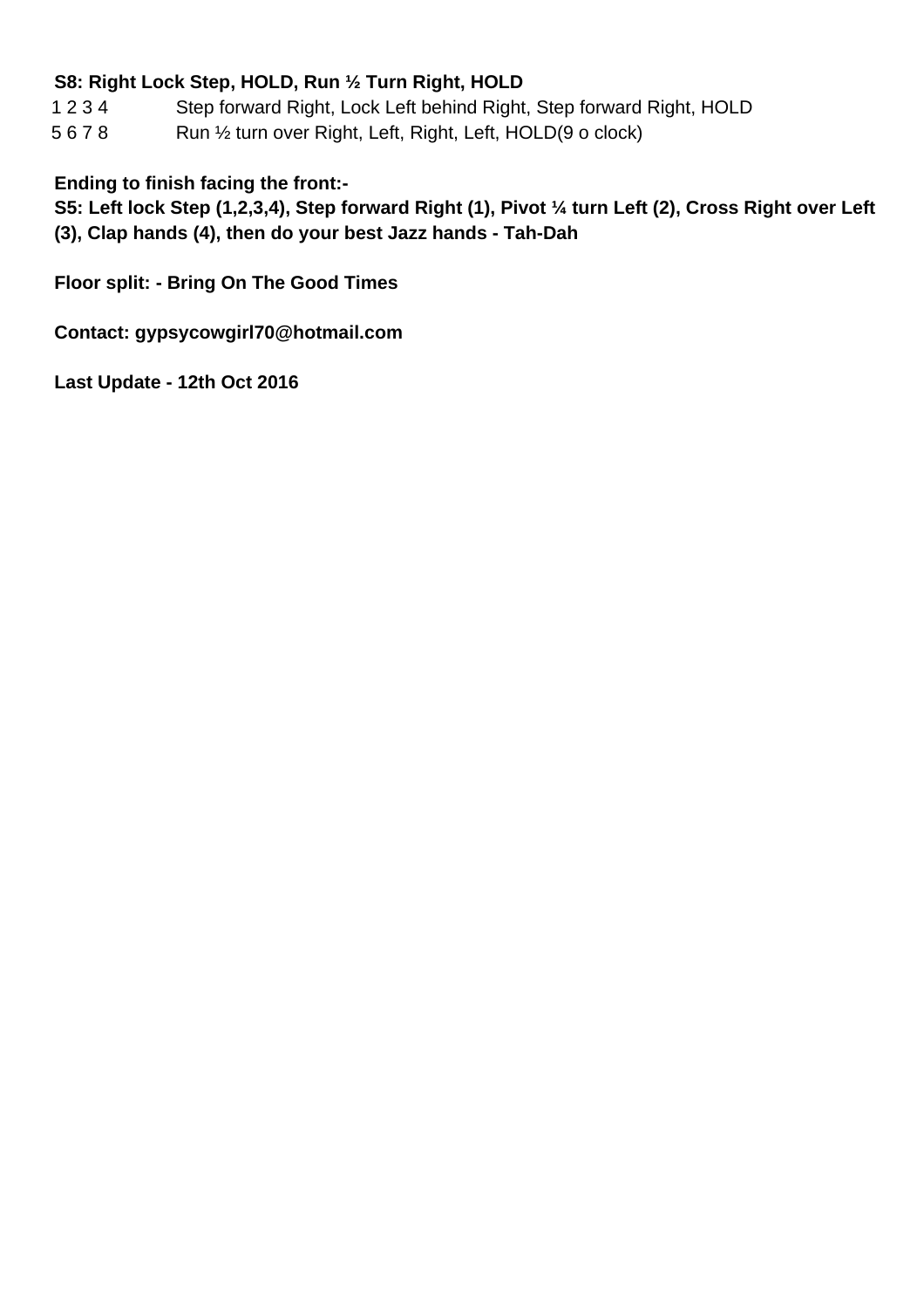**S8: Right Lock Step, HOLD, Run ½ Turn Right, HOLD**

1 2 3 4 Step forward Right, Lock Left behind Right, Step forward Right, HOLD

5 6 7 8 Run ½ turn over Right, Left, Right, Left, HOLD(9 o clock)

**Ending to finish facing the front:-**

**S5: Left lock Step (1,2,3,4), Step forward Right (1), Pivot ¼ turn Left (2), Cross Right over Left (3), Clap hands (4), then do your best Jazz hands - Tah-Dah**

**Floor split: - Bring On The Good Times**

**Contact: gypsycowgirl70@hotmail.com**

**Last Update - 12th Oct 2016**